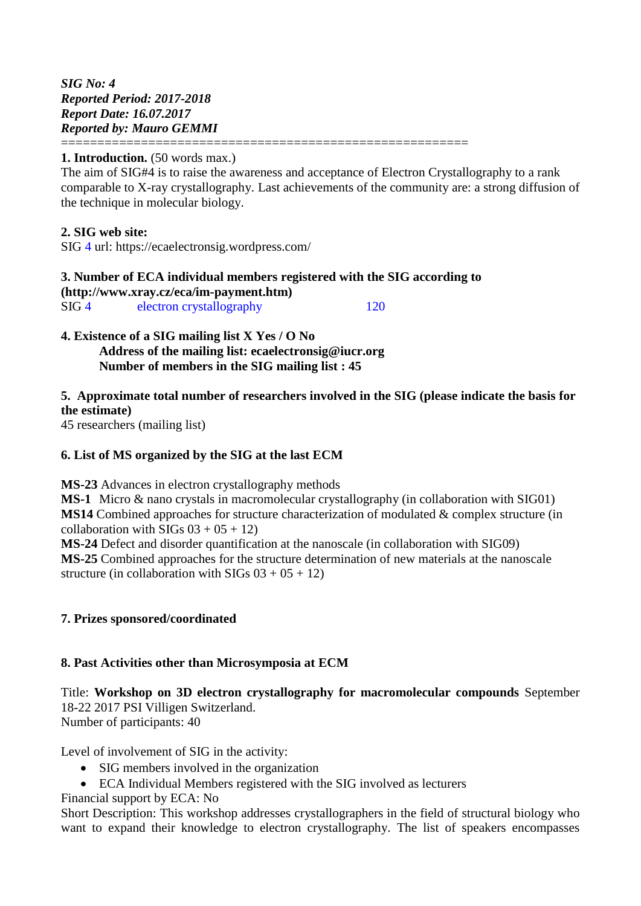***SIG No: 4***
***Reported Period: 2017-2018***
***Report Date: 16.07.2017***
***Reported by: Mauro GEMMI***

========================================================

**1. Introduction.** (50 words max.)

The aim of SIG#4 is to raise the awareness and acceptance of Electron Crystallography to a rank comparable to X-ray crystallography. Last achievements of the community are: a strong diffusion of the technique in molecular biology.

**2. SIG web site:**

SIG 4 url: https://ecaelectronsig.wordpress.com/

**3. Number of ECA individual members registered with the SIG according to (http://www.xray.cz/eca/im-payment.htm)**

| SIG 4 | electron crystallography | 120 |
|---|---|---|

**4. Existence of a SIG mailing list X Yes / O No**

**Address of the mailing list: ecaelectronsig@iucr.org**

**Number of members in the SIG mailing list : 45**

**5. Approximate total number of researchers involved in the SIG (please indicate the basis for the estimate)**

45 researchers (mailing list)

**6. List of MS organized by the SIG at the last ECM**

**MS-23** Advances in electron crystallography methods

**MS-1** Micro & nano crystals in macromolecular crystallography (in collaboration with SIG01)

**MS14** Combined approaches for structure characterization of modulated & complex structure (in collaboration with SIGs 03 + 05 + 12)

**MS-24** Defect and disorder quantification at the nanoscale (in collaboration with SIG09)

**MS-25** Combined approaches for the structure determination of new materials at the nanoscale structure (in collaboration with SIGs 03 + 05 + 12)

**7. Prizes sponsored/coordinated**

**8. Past Activities other than Microsymposia at ECM**

Title: **Workshop on 3D electron crystallography for macromolecular compounds** September 18-22 2017 PSI Villigen Switzerland.

Number of participants: 40

Level of involvement of SIG in the activity:

- SIG members involved in the organization
- ECA Individual Members registered with the SIG involved as lecturers

Financial support by ECA: No

Short Description: This workshop addresses crystallographers in the field of structural biology who want to expand their knowledge to electron crystallography. The list of speakers encompasses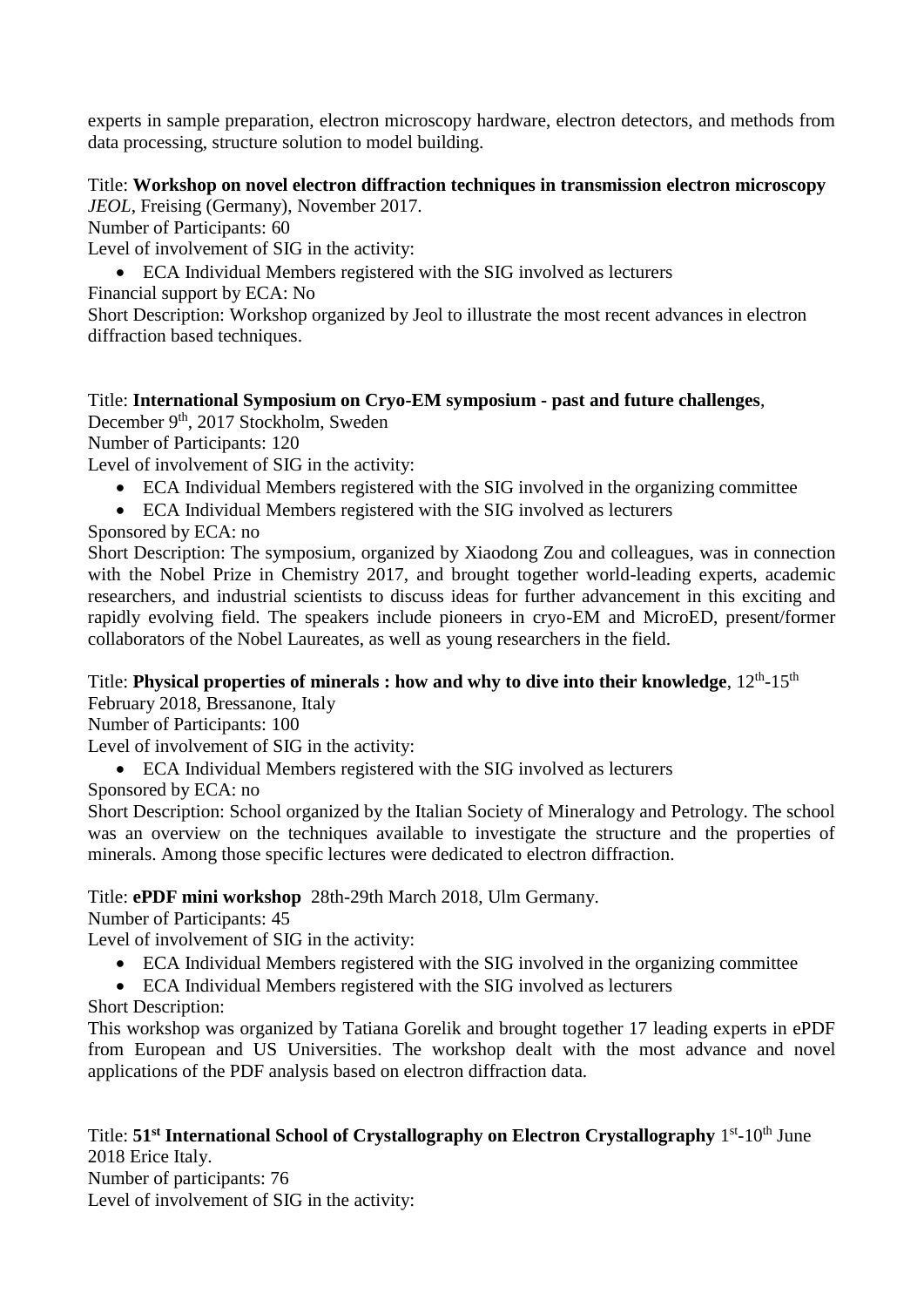experts in sample preparation, electron microscopy hardware, electron detectors, and methods from data processing, structure solution to model building.

Title: **Workshop on novel electron diffraction techniques in transmission electron microscopy**
*JEOL*, Freising (Germany), November 2017.
Number of Participants: 60
Level of involvement of SIG in the activity:

- ECA Individual Members registered with the SIG involved as lecturers

Financial support by ECA: No
Short Description: Workshop organized by Jeol to illustrate the most recent advances in electron diffraction based techniques.

Title: **International Symposium on Cryo-EM symposium - past and future challenges**, December 9th, 2017 Stockholm, Sweden
Number of Participants: 120
Level of involvement of SIG in the activity:

- ECA Individual Members registered with the SIG involved in the organizing committee
- ECA Individual Members registered with the SIG involved as lecturers

Sponsored by ECA: no
Short Description: The symposium, organized by Xiaodong Zou and colleagues, was in connection with the Nobel Prize in Chemistry 2017, and brought together world-leading experts, academic researchers, and industrial scientists to discuss ideas for further advancement in this exciting and rapidly evolving field. The speakers include pioneers in cryo-EM and MicroED, present/former collaborators of the Nobel Laureates, as well as young researchers in the field.

Title: **Physical properties of minerals : how and why to dive into their knowledge**, 12th-15th February 2018, Bressanone, Italy
Number of Participants: 100
Level of involvement of SIG in the activity:

- ECA Individual Members registered with the SIG involved as lecturers

Sponsored by ECA: no
Short Description: School organized by the Italian Society of Mineralogy and Petrology. The school was an overview on the techniques available to investigate the structure and the properties of minerals. Among those specific lectures were dedicated to electron diffraction.

Title: **ePDF mini workshop** 28th-29th March 2018, Ulm Germany.
Number of Participants: 45
Level of involvement of SIG in the activity:

- ECA Individual Members registered with the SIG involved in the organizing committee
- ECA Individual Members registered with the SIG involved as lecturers

Short Description:
This workshop was organized by Tatiana Gorelik and brought together 17 leading experts in ePDF from European and US Universities. The workshop dealt with the most advance and novel applications of the PDF analysis based on electron diffraction data.

Title: **51st International School of Crystallography on Electron Crystallography** 1st-10th June 2018 Erice Italy.
Number of participants: 76
Level of involvement of SIG in the activity: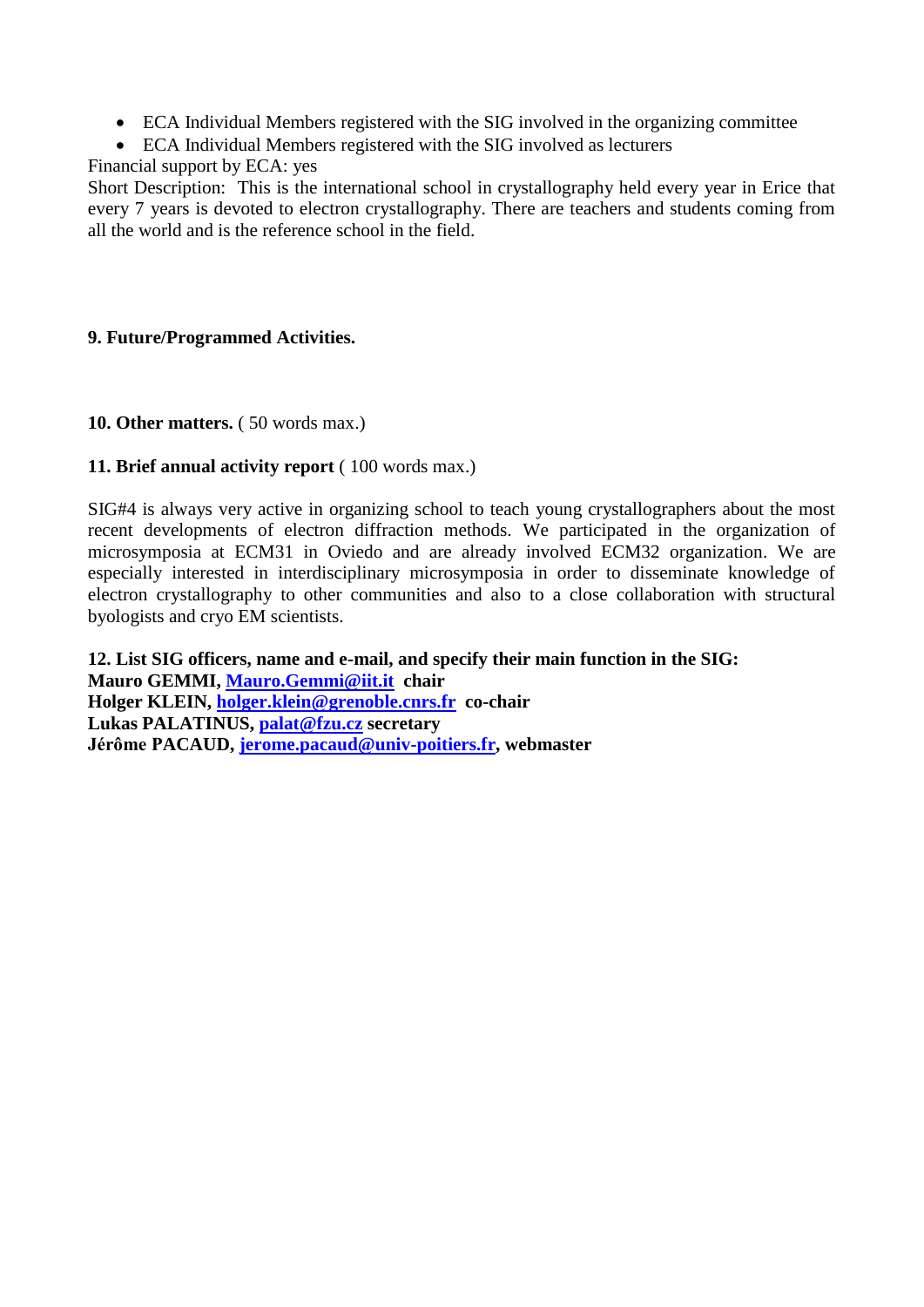- ECA Individual Members registered with the SIG involved in the organizing committee
- ECA Individual Members registered with the SIG involved as lecturers

Financial support by ECA: yes

Short Description: This is the international school in crystallography held every year in Erice that every 7 years is devoted to electron crystallography. There are teachers and students coming from all the world and is the reference school in the field.

**9. Future/Programmed Activities.**

**10. Other matters.** ( 50 words max.)

**11. Brief annual activity report** ( 100 words max.)

SIG#4 is always very active in organizing school to teach young crystallographers about the most recent developments of electron diffraction methods. We participated in the organization of microsymposia at ECM31 in Oviedo and are already involved ECM32 organization. We are especially interested in interdisciplinary microsymposia in order to disseminate knowledge of electron crystallography to other communities and also to a close collaboration with structural byologists and cryo EM scientists.

**12. List SIG officers, name and e-mail, and specify their main function in the SIG:**
**Mauro GEMMI, Mauro.Gemmi@iit.it chair**
**Holger KLEIN, holger.klein@grenoble.cnrs.fr co-chair**
**Lukas PALATINUS, palat@fzu.cz secretary**
**Jérôme PACAUD, jerome.pacaud@univ-poitiers.fr, webmaster**